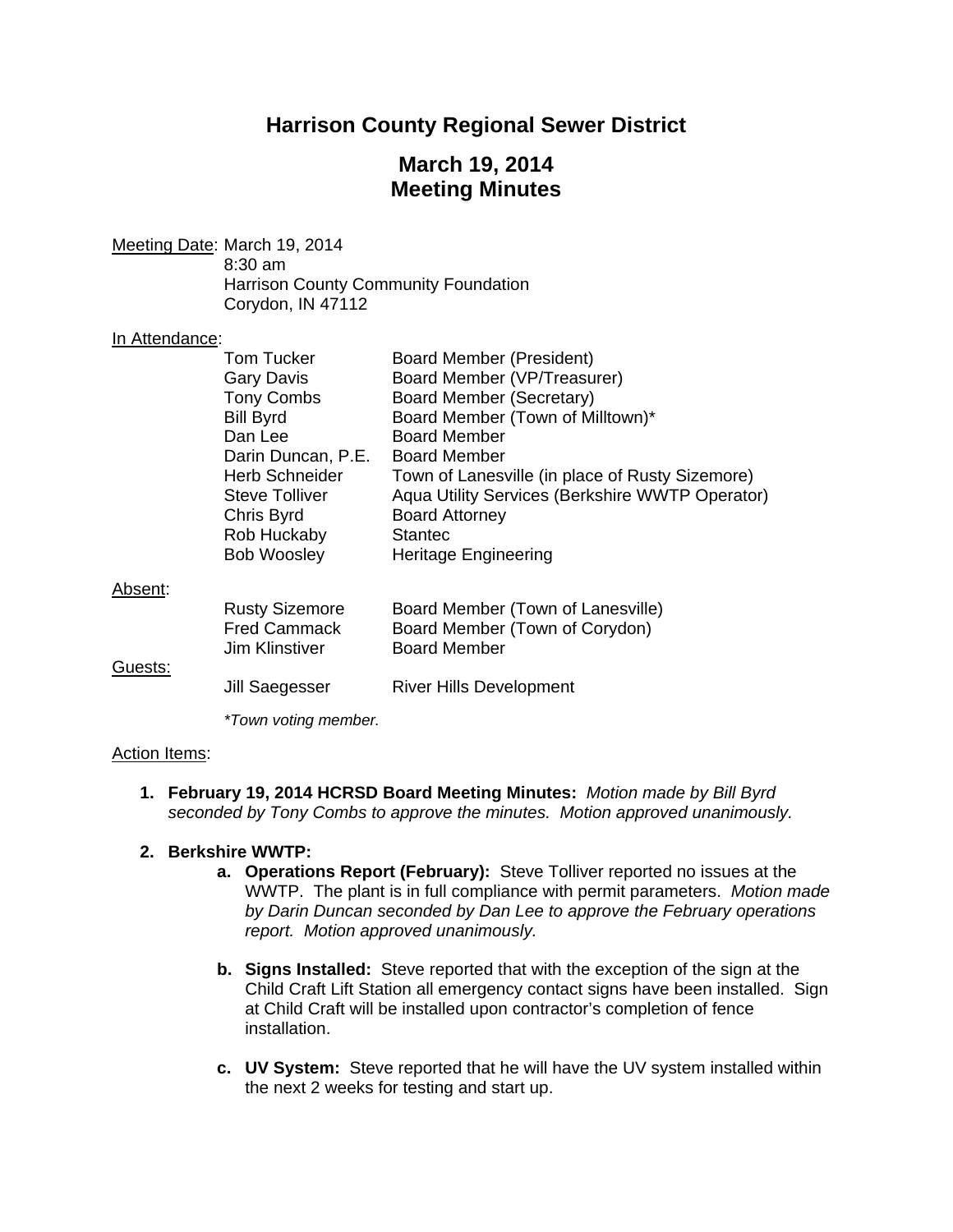# Harrison County Regional Sewer District

## March 19, 2014
## Meeting Minutes

<u>Meeting Date</u>: March 19, 2014
8:30 am
Harrison County Community Foundation
Corydon, IN 47112

<u>In Attendance</u>:

| | |
|---|---|
| Tom Tucker | Board Member (President) |
| Gary Davis | Board Member (VP/Treasurer) |
| Tony Combs | Board Member (Secretary) |
| Bill Byrd | Board Member (Town of Milltown)* |
| Dan Lee | Board Member |
| Darin Duncan, P.E. | Board Member |
| Herb Schneider | Town of Lanesville (in place of Rusty Sizemore) |
| Steve Tolliver | Aqua Utility Services (Berkshire WWTP Operator) |
| Chris Byrd | Board Attorney |
| Rob Huckaby | Stantec |
| Bob Woosley | Heritage Engineering |

<u>Absent</u>:

| | |
|---|---|
| Rusty Sizemore | Board Member (Town of Lanesville) |
| Fred Cammack | Board Member (Town of Corydon) |
| Jim Klinstiver | Board Member |

<u>Guests:</u>

| | |
|---|---|
| Jill Saegesser | River Hills Development |

*\*Town voting member.*

<u>Action Items</u>:

1. **February 19, 2014 HCRSD Board Meeting Minutes:** *Motion made by Bill Byrd seconded by Tony Combs to approve the minutes. Motion approved unanimously.*

2. **Berkshire WWTP:**
   a. **Operations Report (February):** Steve Tolliver reported no issues at the WWTP. The plant is in full compliance with permit parameters. *Motion made by Darin Duncan seconded by Dan Lee to approve the February operations report. Motion approved unanimously.*

   b. **Signs Installed:** Steve reported that with the exception of the sign at the Child Craft Lift Station all emergency contact signs have been installed. Sign at Child Craft will be installed upon contractor's completion of fence installation.

   c. **UV System:** Steve reported that he will have the UV system installed within the next 2 weeks for testing and start up.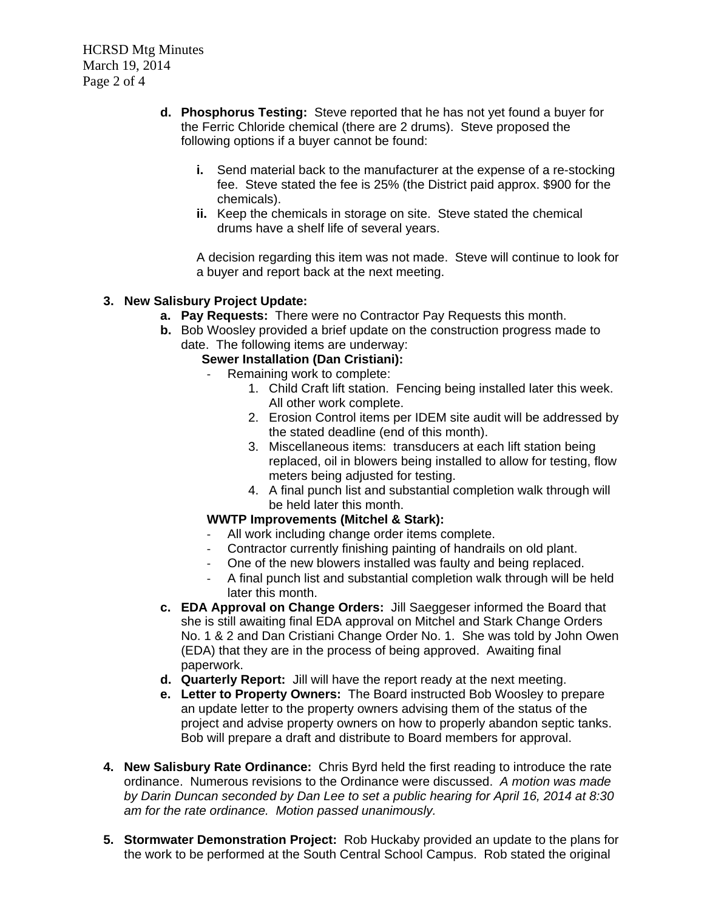d. **Phosphorus Testing:** Steve reported that he has not yet found a buyer for the Ferric Chloride chemical (there are 2 drums). Steve proposed the following options if a buyer cannot be found:

   i. Send material back to the manufacturer at the expense of a re-stocking fee. Steve stated the fee is 25% (the District paid approx. $900 for the chemicals).
   ii. Keep the chemicals in storage on site. Steve stated the chemical drums have a shelf life of several years.

   A decision regarding this item was not made. Steve will continue to look for a buyer and report back at the next meeting.

3. **New Salisbury Project Update:**
   a. **Pay Requests:** There were no Contractor Pay Requests this month.
   b. Bob Woosley provided a brief update on the construction progress made to date. The following items are underway:

      **Sewer Installation (Dan Cristiani):**
      - Remaining work to complete:
        1. Child Craft lift station. Fencing being installed later this week. All other work complete.
        2. Erosion Control items per IDEM site audit will be addressed by the stated deadline (end of this month).
        3. Miscellaneous items: transducers at each lift station being replaced, oil in blowers being installed to allow for testing, flow meters being adjusted for testing.
        4. A final punch list and substantial completion walk through will be held later this month.

      **WWTP Improvements (Mitchel & Stark):**
      - All work including change order items complete.
      - Contractor currently finishing painting of handrails on old plant.
      - One of the new blowers installed was faulty and being replaced.
      - A final punch list and substantial completion walk through will be held later this month.
   c. **EDA Approval on Change Orders:** Jill Saeggeser informed the Board that she is still awaiting final EDA approval on Mitchel and Stark Change Orders No. 1 & 2 and Dan Cristiani Change Order No. 1. She was told by John Owen (EDA) that they are in the process of being approved. Awaiting final paperwork.
   d. **Quarterly Report:** Jill will have the report ready at the next meeting.
   e. **Letter to Property Owners:** The Board instructed Bob Woosley to prepare an update letter to the property owners advising them of the status of the project and advise property owners on how to properly abandon septic tanks. Bob will prepare a draft and distribute to Board members for approval.

4. **New Salisbury Rate Ordinance:** Chris Byrd held the first reading to introduce the rate ordinance. Numerous revisions to the Ordinance were discussed. *A motion was made by Darin Duncan seconded by Dan Lee to set a public hearing for April 16, 2014 at 8:30 am for the rate ordinance. Motion passed unanimously.*

5. **Stormwater Demonstration Project:** Rob Huckaby provided an update to the plans for the work to be performed at the South Central School Campus. Rob stated the original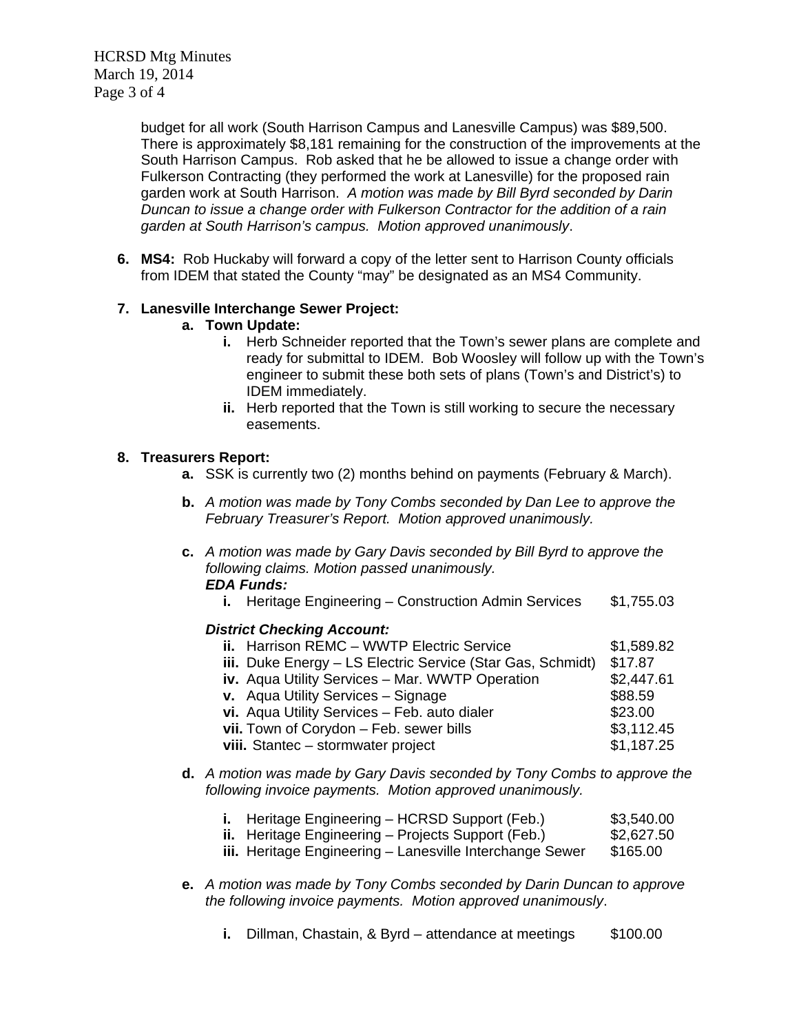budget for all work (South Harrison Campus and Lanesville Campus) was $89,500. There is approximately $8,181 remaining for the construction of the improvements at the South Harrison Campus. Rob asked that he be allowed to issue a change order with Fulkerson Contracting (they performed the work at Lanesville) for the proposed rain garden work at South Harrison. *A motion was made by Bill Byrd seconded by Darin Duncan to issue a change order with Fulkerson Contractor for the addition of a rain garden at South Harrison's campus. Motion approved unanimously*.

6. **MS4:** Rob Huckaby will forward a copy of the letter sent to Harrison County officials from IDEM that stated the County "may" be designated as an MS4 Community.

7. **Lanesville Interchange Sewer Project:**
   a. **Town Update:**
      i. Herb Schneider reported that the Town's sewer plans are complete and ready for submittal to IDEM. Bob Woosley will follow up with the Town's engineer to submit these both sets of plans (Town's and District's) to IDEM immediately.
      ii. Herb reported that the Town is still working to secure the necessary easements.

8. **Treasurers Report:**
   a. SSK is currently two (2) months behind on payments (February & March).

   b. *A motion was made by Tony Combs seconded by Dan Lee to approve the February Treasurer's Report. Motion approved unanimously.*

   c. *A motion was made by Gary Davis seconded by Bill Byrd to approve the following claims. Motion passed unanimously.*
      ***EDA Funds:***
      i. Heritage Engineering – Construction Admin Services $1,755.03

      ***District Checking Account:***
      ii. Harrison REMC – WWTP Electric Service $1,589.82
      iii. Duke Energy – LS Electric Service (Star Gas, Schmidt) $17.87
      iv. Aqua Utility Services – Mar. WWTP Operation $2,447.61
      v. Aqua Utility Services – Signage $88.59
      vi. Aqua Utility Services – Feb. auto dialer $23.00
      vii. Town of Corydon – Feb. sewer bills $3,112.45
      viii. Stantec – stormwater project $1,187.25

   d. *A motion was made by Gary Davis seconded by Tony Combs to approve the following invoice payments. Motion approved unanimously.*

      i. Heritage Engineering – HCRSD Support (Feb.) $3,540.00
      ii. Heritage Engineering – Projects Support (Feb.) $2,627.50
      iii. Heritage Engineering – Lanesville Interchange Sewer $165.00

   e. *A motion was made by Tony Combs seconded by Darin Duncan to approve the following invoice payments. Motion approved unanimously*.

      i. Dillman, Chastain, & Byrd – attendance at meetings $100.00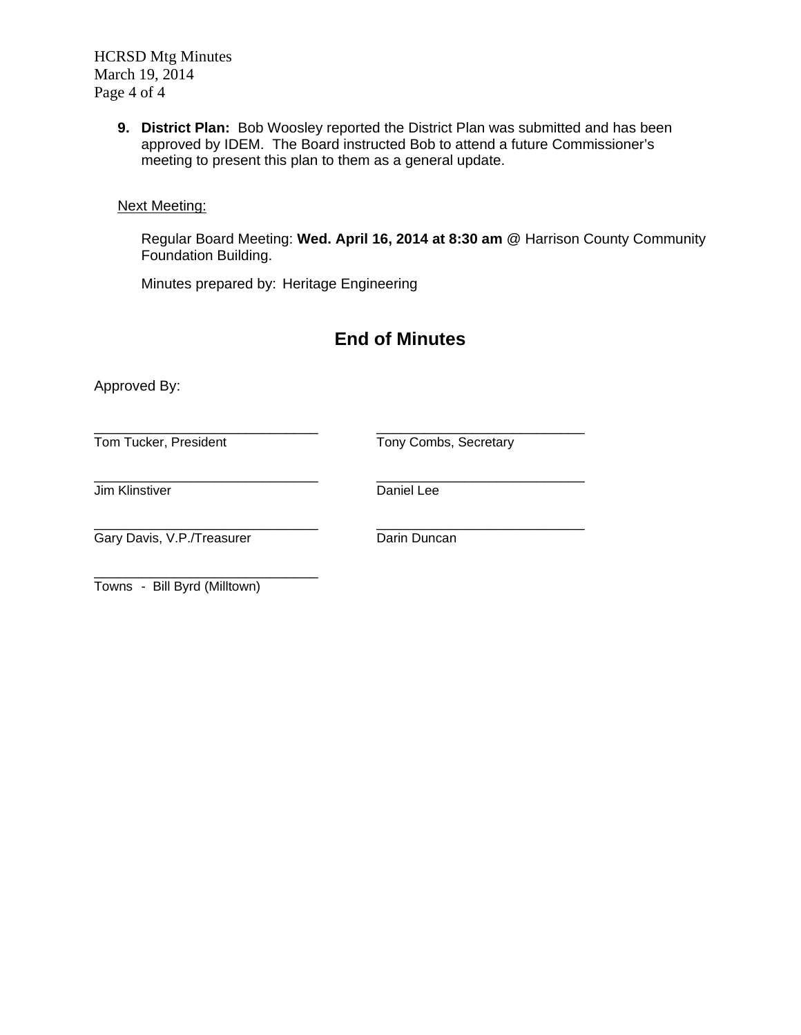9. **District Plan:** Bob Woosley reported the District Plan was submitted and has been approved by IDEM. The Board instructed Bob to attend a future Commissioner's meeting to present this plan to them as a general update.

Next Meeting:

Regular Board Meeting: **Wed. April 16, 2014 at 8:30 am** @ Harrison County Community Foundation Building.

Minutes prepared by: Heritage Engineering

## End of Minutes

Approved By:

| | |
|---|---|
| ______________________________ | ____________________________ |
| Tom Tucker, President | Tony Combs, Secretary |
| ______________________________ | ____________________________ |
| Jim Klinstiver | Daniel Lee |
| ______________________________ | ____________________________ |
| Gary Davis, V.P./Treasurer | Darin Duncan |
| ______________________________ | |
| Towns - Bill Byrd (Milltown) | |